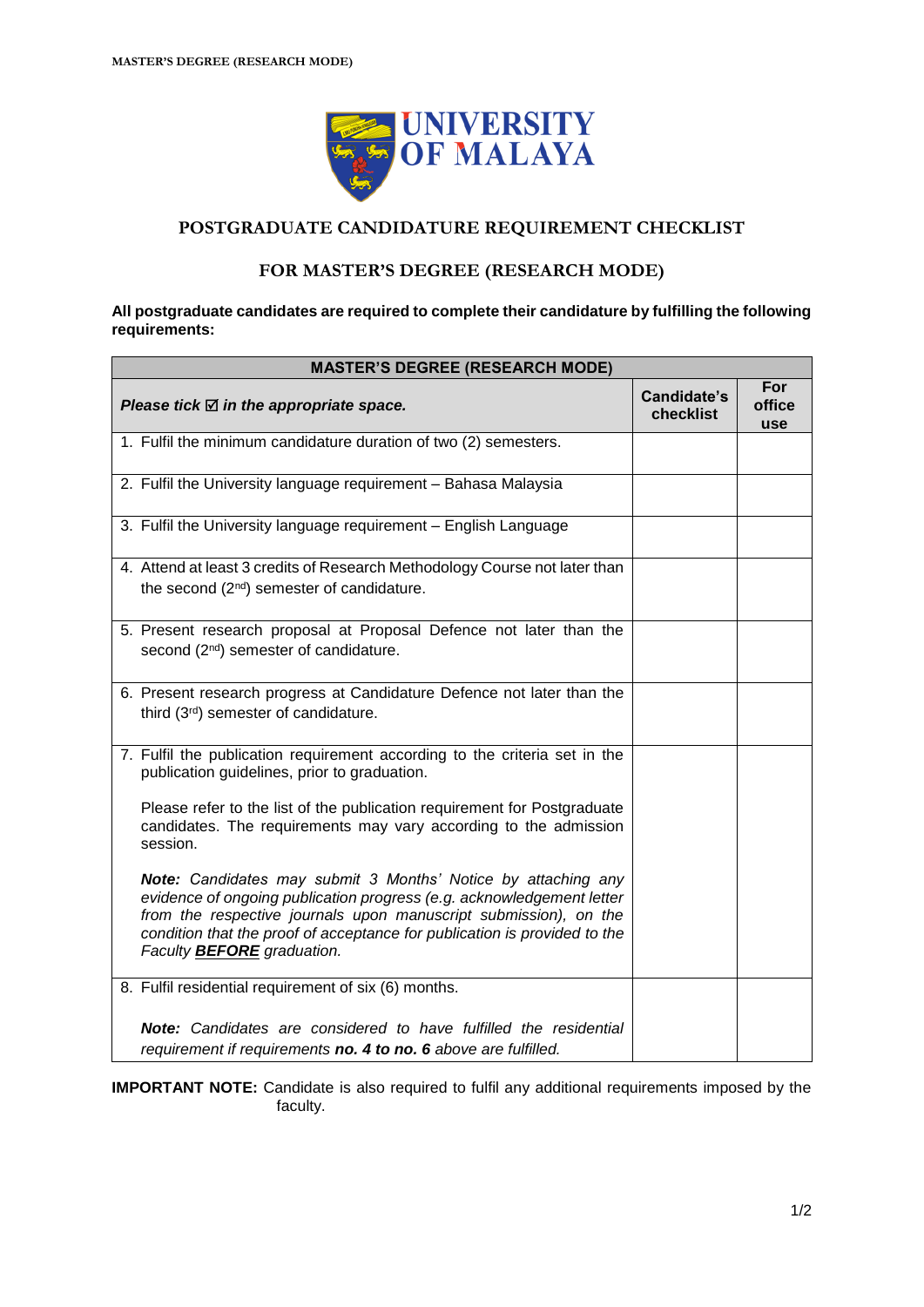# UNIVERSITY OF MALAYA

## POSTGRADUATE CANDIDATURE REQUIREMENT CHECKLIST

## FOR MASTER'S DEGREE (RESEARCH MODE)

**All postgraduate candidates are required to complete their candidature by fulfilling the following requirements:**

| **MASTER'S DEGREE (RESEARCH MODE)** | | |
|---|---|---|
| ***Please tick ☑ in the appropriate space.*** | **Candidate's checklist** | **For office use** |
| 1. Fulfil the minimum candidature duration of two (2) semesters. | | |
| 2. Fulfil the University language requirement – Bahasa Malaysia | | |
| 3. Fulfil the University language requirement – English Language | | |
| 4. Attend at least 3 credits of Research Methodology Course not later than the second (2nd) semester of candidature. | | |
| 5. Present research proposal at Proposal Defence not later than the second (2nd) semester of candidature. | | |
| 6. Present research progress at Candidature Defence not later than the third (3rd) semester of candidature. | | |
| 7. Fulfil the publication requirement according to the criteria set in the publication guidelines, prior to graduation.<br><br>Please refer to the list of the publication requirement for Postgraduate candidates. The requirements may vary according to the admission session.<br><br>***Note:*** *Candidates may submit 3 Months' Notice by attaching any evidence of ongoing publication progress (e.g. acknowledgement letter from the respective journals upon manuscript submission), on the condition that the proof of acceptance for publication is provided to the Faculty* ***BEFORE*** *graduation.* | | |
| 8. Fulfil residential requirement of six (6) months.<br><br>***Note:*** *Candidates are considered to have fulfilled the residential requirement if requirements* ***no. 4 to no. 6*** *above are fulfilled.* | | |

**IMPORTANT NOTE:** Candidate is also required to fulfil any additional requirements imposed by the faculty.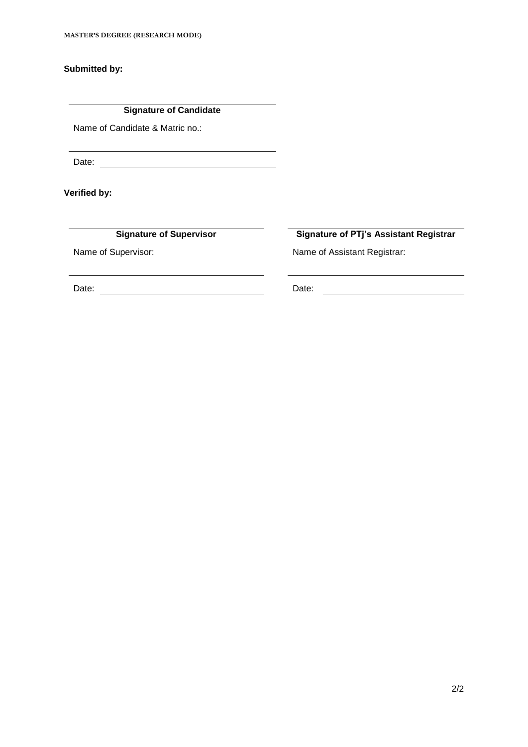**Submitted by:**

\_\_\_\_\_\_\_\_\_\_\_\_\_\_\_\_\_\_\_\_\_\_\_\_\_\_\_\_\_\_\_\_\_\_\_\_\_\_\_\_

**Signature of Candidate**

Name of Candidate & Matric no.:

\_\_\_\_\_\_\_\_\_\_\_\_\_\_\_\_\_\_\_\_\_\_\_\_\_\_\_\_\_\_\_\_\_\_\_\_\_\_\_\_

Date: \_\_\_\_\_\_\_\_\_\_\_\_\_\_\_\_\_\_\_\_\_\_\_\_\_\_\_\_\_\_\_\_\_\_

**Verified by:**

| \_\_\_\_\_\_\_\_\_\_\_\_\_\_\_\_\_\_\_\_\_\_\_\_\_\_\_\_\_\_\_\_\_\_\_\_\_\_ | \_\_\_\_\_\_\_\_\_\_\_\_\_\_\_\_\_\_\_\_\_\_\_\_\_\_\_\_\_\_\_\_\_\_\_\_\_\_ |
|---|---|
| **Signature of Supervisor** | **Signature of PTj's Assistant Registrar** |
| Name of Supervisor: | Name of Assistant Registrar: |
| \_\_\_\_\_\_\_\_\_\_\_\_\_\_\_\_\_\_\_\_\_\_\_\_\_\_\_\_\_\_\_\_\_\_\_\_\_\_ | \_\_\_\_\_\_\_\_\_\_\_\_\_\_\_\_\_\_\_\_\_\_\_\_\_\_\_\_\_\_\_\_\_\_\_\_\_\_ |
| Date: \_\_\_\_\_\_\_\_\_\_\_\_\_\_\_\_\_\_\_\_\_\_\_\_\_\_\_\_\_\_\_\_ | Date: \_\_\_\_\_\_\_\_\_\_\_\_\_\_\_\_\_\_\_\_\_\_\_\_\_\_\_\_\_\_\_\_ |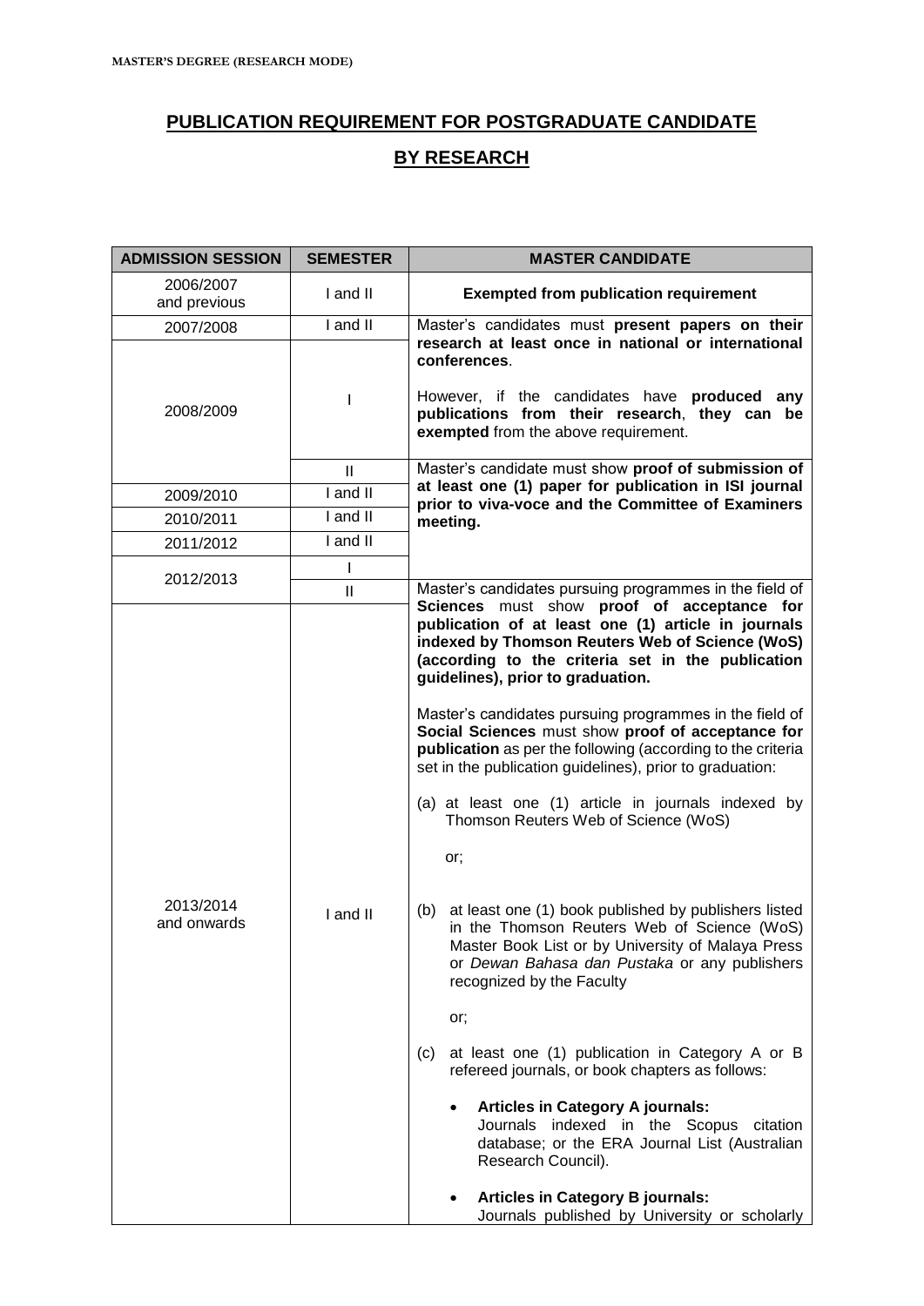# PUBLICATION REQUIREMENT FOR POSTGRADUATE CANDIDATE

# BY RESEARCH

| ADMISSION SESSION | SEMESTER | MASTER CANDIDATE |
|---|---|---|
| 2006/2007 and previous | I and II | **Exempted from publication requirement** |
| 2007/2008 | I and II | Master's candidates must **present papers on their research at least once in national or international conferences**.<br><br>However, if the candidates have **produced any publications from their research**, they **can be exempted** from the above requirement. |
| 2008/2009 | I | |
| | II | Master's candidate must show **proof of submission of at least one (1) paper for publication in ISI journal prior to viva-voce and the Committee of Examiners meeting.** |
| 2009/2010 | I and II | |
| 2010/2011 | I and II | |
| 2011/2012 | I and II | |
| 2012/2013 | I | |
| | II | Master's candidates pursuing programmes in the field of **Sciences** must show **proof of acceptance for publication of at least one (1) article in journals indexed by Thomson Reuters Web of Science (WoS) (according to the criteria set in the publication guidelines), prior to graduation.**<br><br>Master's candidates pursuing programmes in the field of **Social Sciences** must show **proof of acceptance for publication** as per the following (according to the criteria set in the publication guidelines), prior to graduation:<br><br>(a) at least one (1) article in journals indexed by Thomson Reuters Web of Science (WoS)<br><br>or;<br><br>(b) at least one (1) book published by publishers listed in the Thomson Reuters Web of Science (WoS) Master Book List or by University of Malaya Press or *Dewan Bahasa dan Pustaka* or any publishers recognized by the Faculty<br><br>or;<br><br>(c) at least one (1) publication in Category A or B refereed journals, or book chapters as follows:<br><br>• **Articles in Category A journals:** Journals indexed in the Scopus citation database; or the ERA Journal List (Australian Research Council).<br><br>• **Articles in Category B journals:** Journals published by University or scholarly |
| 2013/2014 and onwards | I and II | |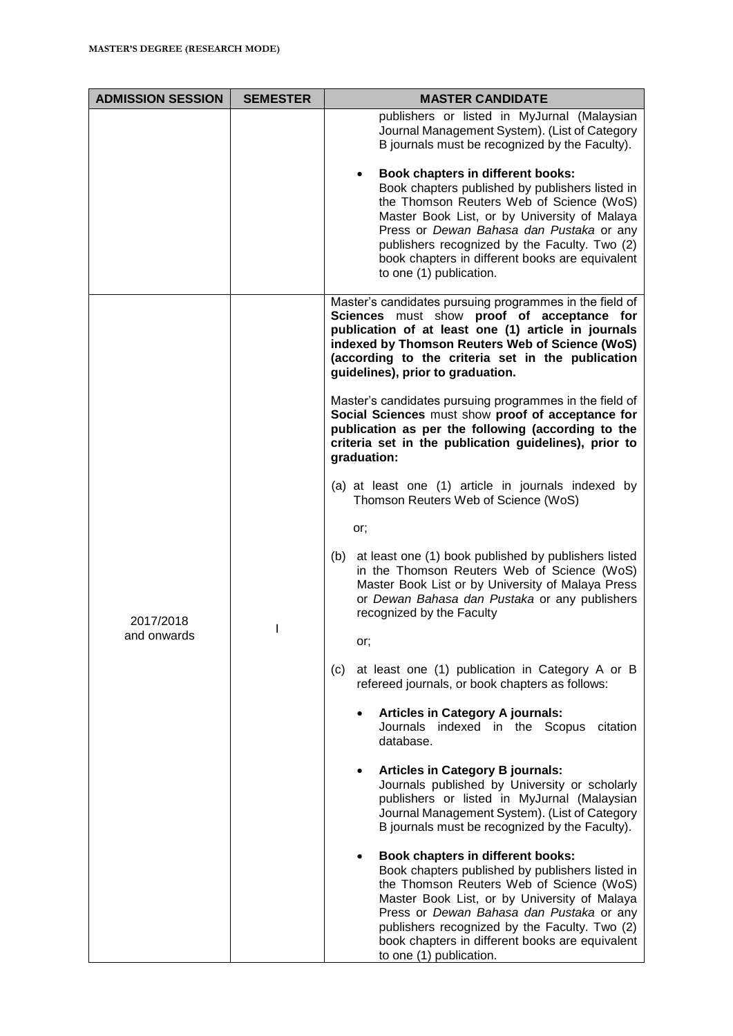**MASTER'S DEGREE (RESEARCH MODE)**

| ADMISSION SESSION | SEMESTER | MASTER CANDIDATE |
|---|---|---|
| | | publishers or listed in MyJurnal (Malaysian Journal Management System). (List of Category B journals must be recognized by the Faculty).<br><br>• **Book chapters in different books:** Book chapters published by publishers listed in the Thomson Reuters Web of Science (WoS) Master Book List, or by University of Malaya Press or *Dewan Bahasa dan Pustaka* or any publishers recognized by the Faculty. Two (2) book chapters in different books are equivalent to one (1) publication. |
| 2017/2018 and onwards | I | Master's candidates pursuing programmes in the field of **Sciences** must show **proof of acceptance for publication of at least one (1) article in journals indexed by Thomson Reuters Web of Science (WoS) (according to the criteria set in the publication guidelines), prior to graduation.**<br><br>Master's candidates pursuing programmes in the field of **Social Sciences** must show **proof of acceptance for publication as per the following (according to the criteria set in the publication guidelines), prior to graduation:**<br><br>(a) at least one (1) article in journals indexed by Thomson Reuters Web of Science (WoS)<br><br>or;<br><br>(b) at least one (1) book published by publishers listed in the Thomson Reuters Web of Science (WoS) Master Book List or by University of Malaya Press or *Dewan Bahasa dan Pustaka* or any publishers recognized by the Faculty<br><br>or;<br><br>(c) at least one (1) publication in Category A or B refereed journals, or book chapters as follows:<br><br>• **Articles in Category A journals:** Journals indexed in the Scopus citation database.<br><br>• **Articles in Category B journals:** Journals published by University or scholarly publishers or listed in MyJurnal (Malaysian Journal Management System). (List of Category B journals must be recognized by the Faculty).<br><br>• **Book chapters in different books:** Book chapters published by publishers listed in the Thomson Reuters Web of Science (WoS) Master Book List, or by University of Malaya Press or *Dewan Bahasa dan Pustaka* or any publishers recognized by the Faculty. Two (2) book chapters in different books are equivalent to one (1) publication. |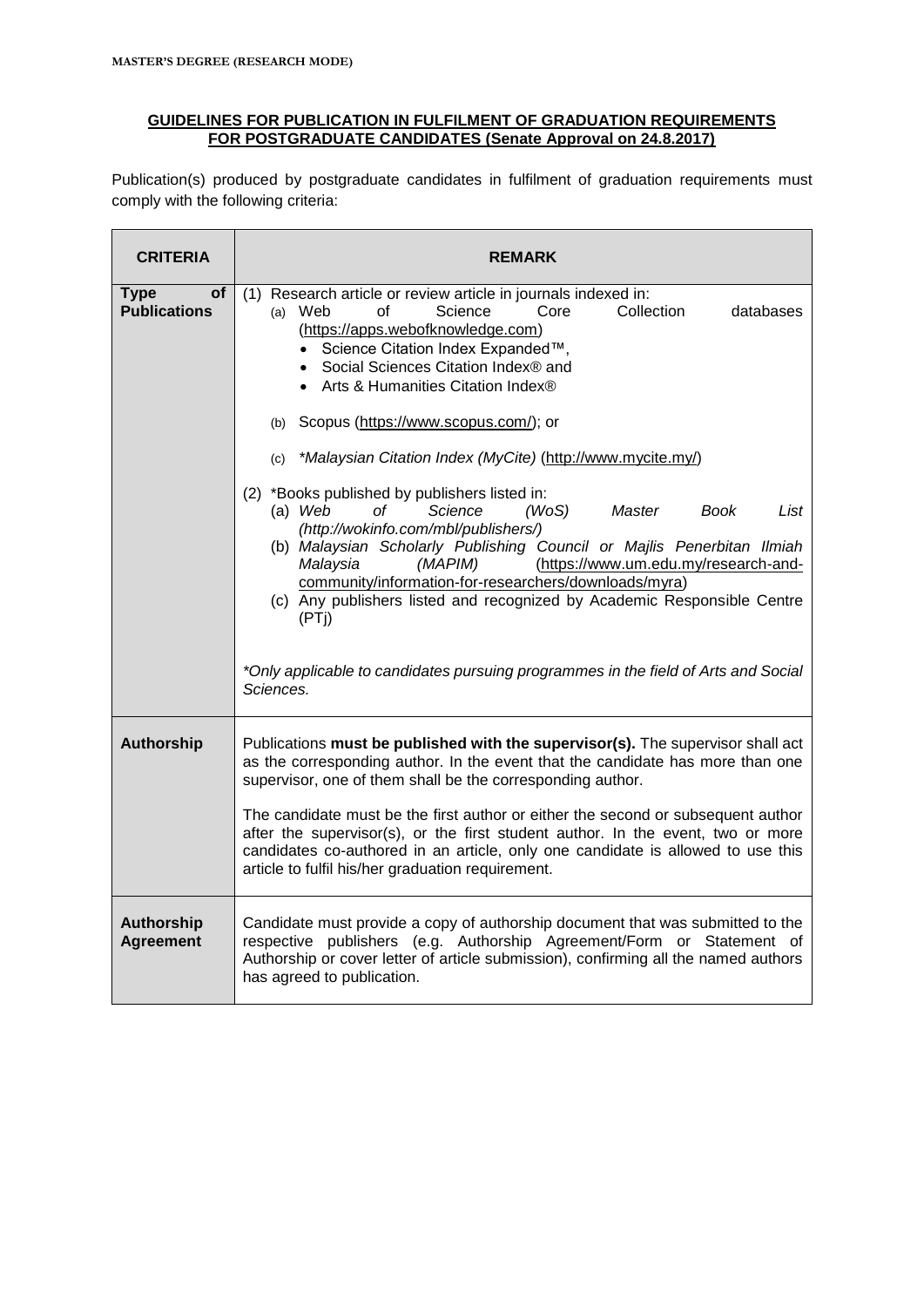**MASTER'S DEGREE (RESEARCH MODE)**

## GUIDELINES FOR PUBLICATION IN FULFILMENT OF GRADUATION REQUIREMENTS FOR POSTGRADUATE CANDIDATES (Senate Approval on 24.8.2017)

Publication(s) produced by postgraduate candidates in fulfilment of graduation requirements must comply with the following criteria:

| CRITERIA | REMARK |
|---|---|
| **Type of Publications** | (1) Research article or review article in journals indexed in:<br>(a) Web of Science Core Collection databases (https://apps.webofknowledge.com)<br>• Science Citation Index Expanded™,<br>• Social Sciences Citation Index® and<br>• Arts & Humanities Citation Index®<br>(b) Scopus (https://www.scopus.com/); or<br>(c) *\*Malaysian Citation Index (MyCite)* (http://www.mycite.my/)<br><br>(2) \*Books published by publishers listed in:<br>(a) *Web of Science (WoS) Master Book List (http://wokinfo.com/mbl/publishers/)*<br>(b) *Malaysian Scholarly Publishing Council or Majlis Penerbitan Ilmiah Malaysia (MAPIM)* (https://www.um.edu.my/research-and-community/information-for-researchers/downloads/myra)<br>(c) Any publishers listed and recognized by Academic Responsible Centre (PTj)<br><br>*\*Only applicable to candidates pursuing programmes in the field of Arts and Social Sciences.* |
| **Authorship** | Publications **must be published with the supervisor(s).** The supervisor shall act as the corresponding author. In the event that the candidate has more than one supervisor, one of them shall be the corresponding author.<br><br>The candidate must be the first author or either the second or subsequent author after the supervisor(s), or the first student author. In the event, two or more candidates co-authored in an article, only one candidate is allowed to use this article to fulfil his/her graduation requirement. |
| **Authorship Agreement** | Candidate must provide a copy of authorship document that was submitted to the respective publishers (e.g. Authorship Agreement/Form or Statement of Authorship or cover letter of article submission), confirming all the named authors has agreed to publication. |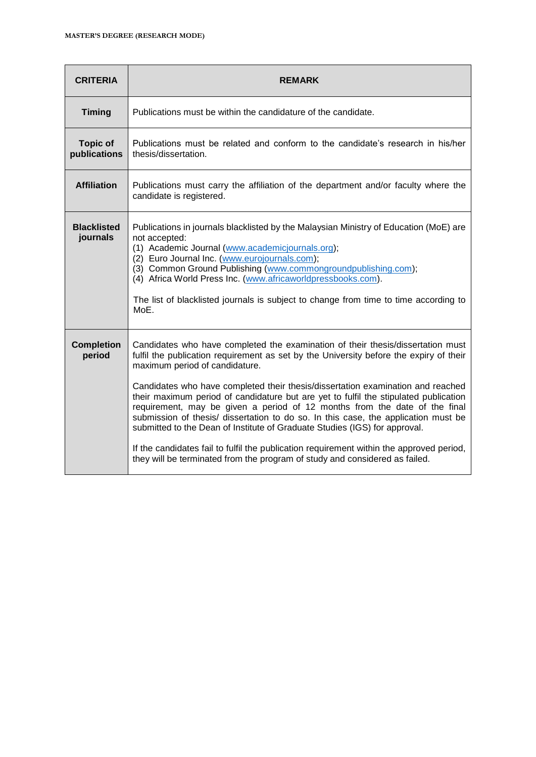| CRITERIA | REMARK |
|---|---|
| **Timing** | Publications must be within the candidature of the candidate. |
| **Topic of publications** | Publications must be related and conform to the candidate's research in his/her thesis/dissertation. |
| **Affiliation** | Publications must carry the affiliation of the department and/or faculty where the candidate is registered. |
| **Blacklisted journals** | Publications in journals blacklisted by the Malaysian Ministry of Education (MoE) are not accepted:<br>(1) Academic Journal (www.academicjournals.org);<br>(2) Euro Journal Inc. (www.eurojournals.com);<br>(3) Common Ground Publishing (www.commongroundpublishing.com);<br>(4) Africa World Press Inc. (www.africaworldpressbooks.com).<br><br>The list of blacklisted journals is subject to change from time to time according to MoE. |
| **Completion period** | Candidates who have completed the examination of their thesis/dissertation must fulfil the publication requirement as set by the University before the expiry of their maximum period of candidature.<br><br>Candidates who have completed their thesis/dissertation examination and reached their maximum period of candidature but are yet to fulfil the stipulated publication requirement, may be given a period of 12 months from the date of the final submission of thesis/ dissertation to do so. In this case, the application must be submitted to the Dean of Institute of Graduate Studies (IGS) for approval.<br><br>If the candidates fail to fulfil the publication requirement within the approved period, they will be terminated from the program of study and considered as failed. |